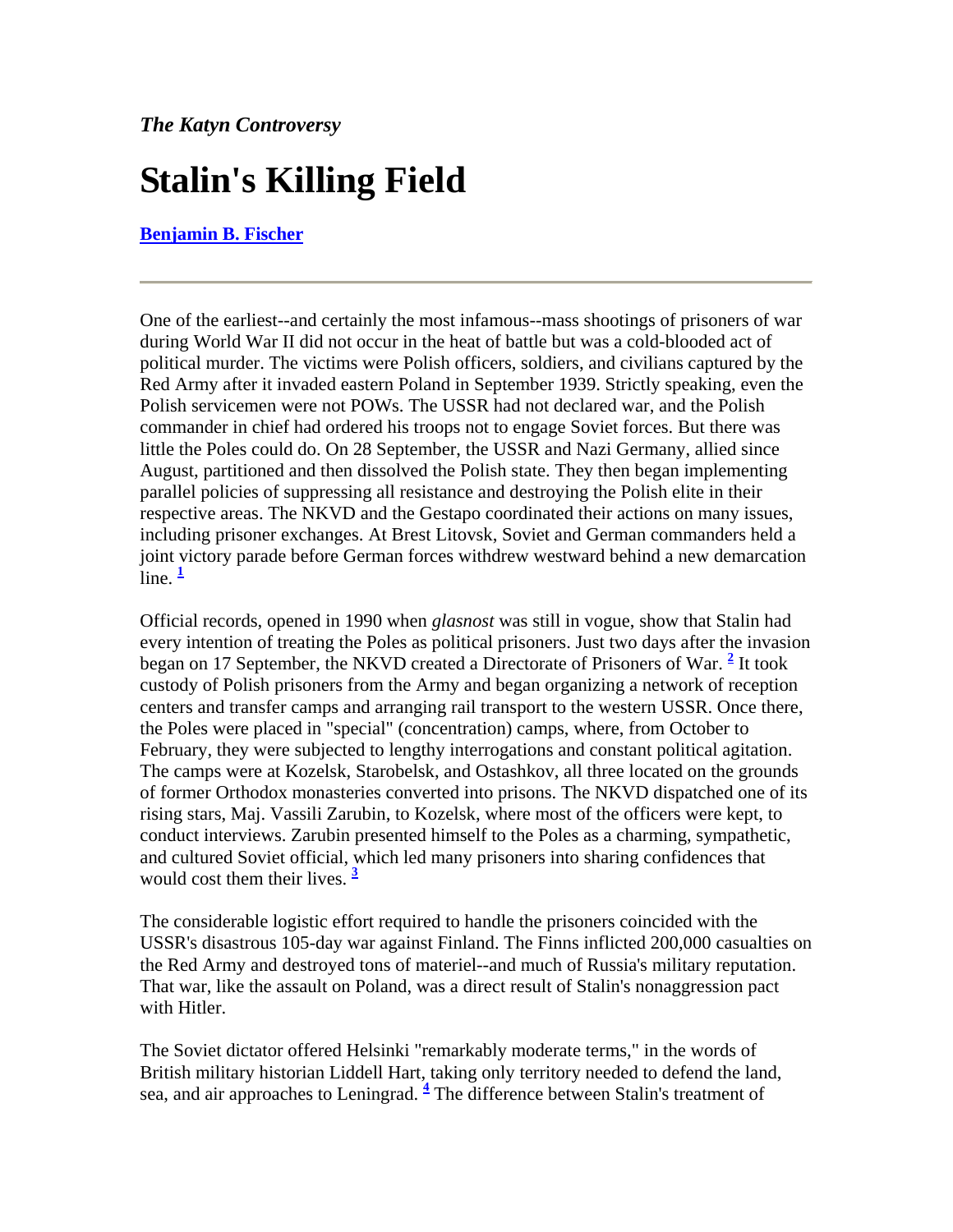*The Katyn Controversy*

# Stalin's Killing Field

**Benjamin B. Fischer**

---

One of the earliest--and certainly the most infamous--mass shootings of prisoners of war during World War II did not occur in the heat of battle but was a cold-blooded act of political murder. The victims were Polish officers, soldiers, and civilians captured by the Red Army after it invaded eastern Poland in September 1939. Strictly speaking, even the Polish servicemen were not POWs. The USSR had not declared war, and the Polish commander in chief had ordered his troops not to engage Soviet forces. But there was little the Poles could do. On 28 September, the USSR and Nazi Germany, allied since August, partitioned and then dissolved the Polish state. They then began implementing parallel policies of suppressing all resistance and destroying the Polish elite in their respective areas. The NKVD and the Gestapo coordinated their actions on many issues, including prisoner exchanges. At Brest Litovsk, Soviet and German commanders held a joint victory parade before German forces withdrew westward behind a new demarcation line. [1]

Official records, opened in 1990 when *glasnost* was still in vogue, show that Stalin had every intention of treating the Poles as political prisoners. Just two days after the invasion began on 17 September, the NKVD created a Directorate of Prisoners of War. [2] It took custody of Polish prisoners from the Army and began organizing a network of reception centers and transfer camps and arranging rail transport to the western USSR. Once there, the Poles were placed in "special" (concentration) camps, where, from October to February, they were subjected to lengthy interrogations and constant political agitation. The camps were at Kozelsk, Starobelsk, and Ostashkov, all three located on the grounds of former Orthodox monasteries converted into prisons. The NKVD dispatched one of its rising stars, Maj. Vassili Zarubin, to Kozelsk, where most of the officers were kept, to conduct interviews. Zarubin presented himself to the Poles as a charming, sympathetic, and cultured Soviet official, which led many prisoners into sharing confidences that would cost them their lives. [3]

The considerable logistic effort required to handle the prisoners coincided with the USSR's disastrous 105-day war against Finland. The Finns inflicted 200,000 casualties on the Red Army and destroyed tons of materiel--and much of Russia's military reputation. That war, like the assault on Poland, was a direct result of Stalin's nonaggression pact with Hitler.

The Soviet dictator offered Helsinki "remarkably moderate terms," in the words of British military historian Liddell Hart, taking only territory needed to defend the land, sea, and air approaches to Leningrad. [4] The difference between Stalin's treatment of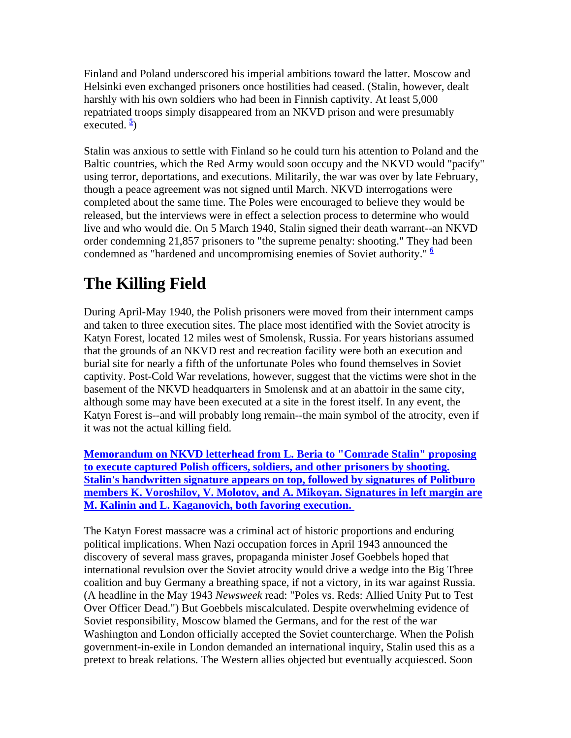Finland and Poland underscored his imperial ambitions toward the latter. Moscow and Helsinki even exchanged prisoners once hostilities had ceased. (Stalin, however, dealt harshly with his own soldiers who had been in Finnish captivity. At least 5,000 repatriated troops simply disappeared from an NKVD prison and were presumably executed. [5])

Stalin was anxious to settle with Finland so he could turn his attention to Poland and the Baltic countries, which the Red Army would soon occupy and the NKVD would "pacify" using terror, deportations, and executions. Militarily, the war was over by late February, though a peace agreement was not signed until March. NKVD interrogations were completed about the same time. The Poles were encouraged to believe they would be released, but the interviews were in effect a selection process to determine who would live and who would die. On 5 March 1940, Stalin signed their death warrant--an NKVD order condemning 21,857 prisoners to "the supreme penalty: shooting." They had been condemned as "hardened and uncompromising enemies of Soviet authority." [6]

## The Killing Field

During April-May 1940, the Polish prisoners were moved from their internment camps and taken to three execution sites. The place most identified with the Soviet atrocity is Katyn Forest, located 12 miles west of Smolensk, Russia. For years historians assumed that the grounds of an NKVD rest and recreation facility were both an execution and burial site for nearly a fifth of the unfortunate Poles who found themselves in Soviet captivity. Post-Cold War revelations, however, suggest that the victims were shot in the basement of the NKVD headquarters in Smolensk and at an abattoir in the same city, although some may have been executed at a site in the forest itself. In any event, the Katyn Forest is--and will probably long remain--the main symbol of the atrocity, even if it was not the actual killing field.

**Memorandum on NKVD letterhead from L. Beria to "Comrade Stalin" proposing to execute captured Polish officers, soldiers, and other prisoners by shooting. Stalin's handwritten signature appears on top, followed by signatures of Politburo members K. Voroshilov, V. Molotov, and A. Mikoyan. Signatures in left margin are M. Kalinin and L. Kaganovich, both favoring execution.**

The Katyn Forest massacre was a criminal act of historic proportions and enduring political implications. When Nazi occupation forces in April 1943 announced the discovery of several mass graves, propaganda minister Josef Goebbels hoped that international revulsion over the Soviet atrocity would drive a wedge into the Big Three coalition and buy Germany a breathing space, if not a victory, in its war against Russia. (A headline in the May 1943 *Newsweek* read: "Poles vs. Reds: Allied Unity Put to Test Over Officer Dead.") But Goebbels miscalculated. Despite overwhelming evidence of Soviet responsibility, Moscow blamed the Germans, and for the rest of the war Washington and London officially accepted the Soviet countercharge. When the Polish government-in-exile in London demanded an international inquiry, Stalin used this as a pretext to break relations. The Western allies objected but eventually acquiesced. Soon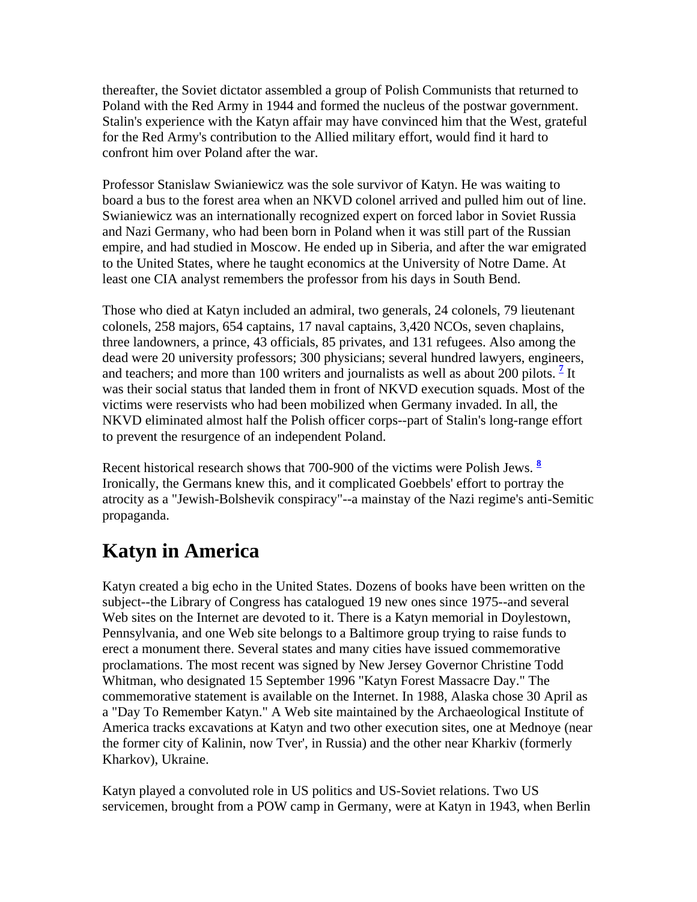thereafter, the Soviet dictator assembled a group of Polish Communists that returned to Poland with the Red Army in 1944 and formed the nucleus of the postwar government. Stalin's experience with the Katyn affair may have convinced him that the West, grateful for the Red Army's contribution to the Allied military effort, would find it hard to confront him over Poland after the war.

Professor Stanislaw Swianiewicz was the sole survivor of Katyn. He was waiting to board a bus to the forest area when an NKVD colonel arrived and pulled him out of line. Swianiewicz was an internationally recognized expert on forced labor in Soviet Russia and Nazi Germany, who had been born in Poland when it was still part of the Russian empire, and had studied in Moscow. He ended up in Siberia, and after the war emigrated to the United States, where he taught economics at the University of Notre Dame. At least one CIA analyst remembers the professor from his days in South Bend.

Those who died at Katyn included an admiral, two generals, 24 colonels, 79 lieutenant colonels, 258 majors, 654 captains, 17 naval captains, 3,420 NCOs, seven chaplains, three landowners, a prince, 43 officials, 85 privates, and 131 refugees. Also among the dead were 20 university professors; 300 physicians; several hundred lawyers, engineers, and teachers; and more than 100 writers and journalists as well as about 200 pilots. [7] It was their social status that landed them in front of NKVD execution squads. Most of the victims were reservists who had been mobilized when Germany invaded. In all, the NKVD eliminated almost half the Polish officer corps--part of Stalin's long-range effort to prevent the resurgence of an independent Poland.

Recent historical research shows that 700-900 of the victims were Polish Jews. [8] Ironically, the Germans knew this, and it complicated Goebbels' effort to portray the atrocity as a "Jewish-Bolshevik conspiracy"--a mainstay of the Nazi regime's anti-Semitic propaganda.

## Katyn in America

Katyn created a big echo in the United States. Dozens of books have been written on the subject--the Library of Congress has catalogued 19 new ones since 1975--and several Web sites on the Internet are devoted to it. There is a Katyn memorial in Doylestown, Pennsylvania, and one Web site belongs to a Baltimore group trying to raise funds to erect a monument there. Several states and many cities have issued commemorative proclamations. The most recent was signed by New Jersey Governor Christine Todd Whitman, who designated 15 September 1996 "Katyn Forest Massacre Day." The commemorative statement is available on the Internet. In 1988, Alaska chose 30 April as a "Day To Remember Katyn." A Web site maintained by the Archaeological Institute of America tracks excavations at Katyn and two other execution sites, one at Mednoye (near the former city of Kalinin, now Tver', in Russia) and the other near Kharkiv (formerly Kharkov), Ukraine.

Katyn played a convoluted role in US politics and US-Soviet relations. Two US servicemen, brought from a POW camp in Germany, were at Katyn in 1943, when Berlin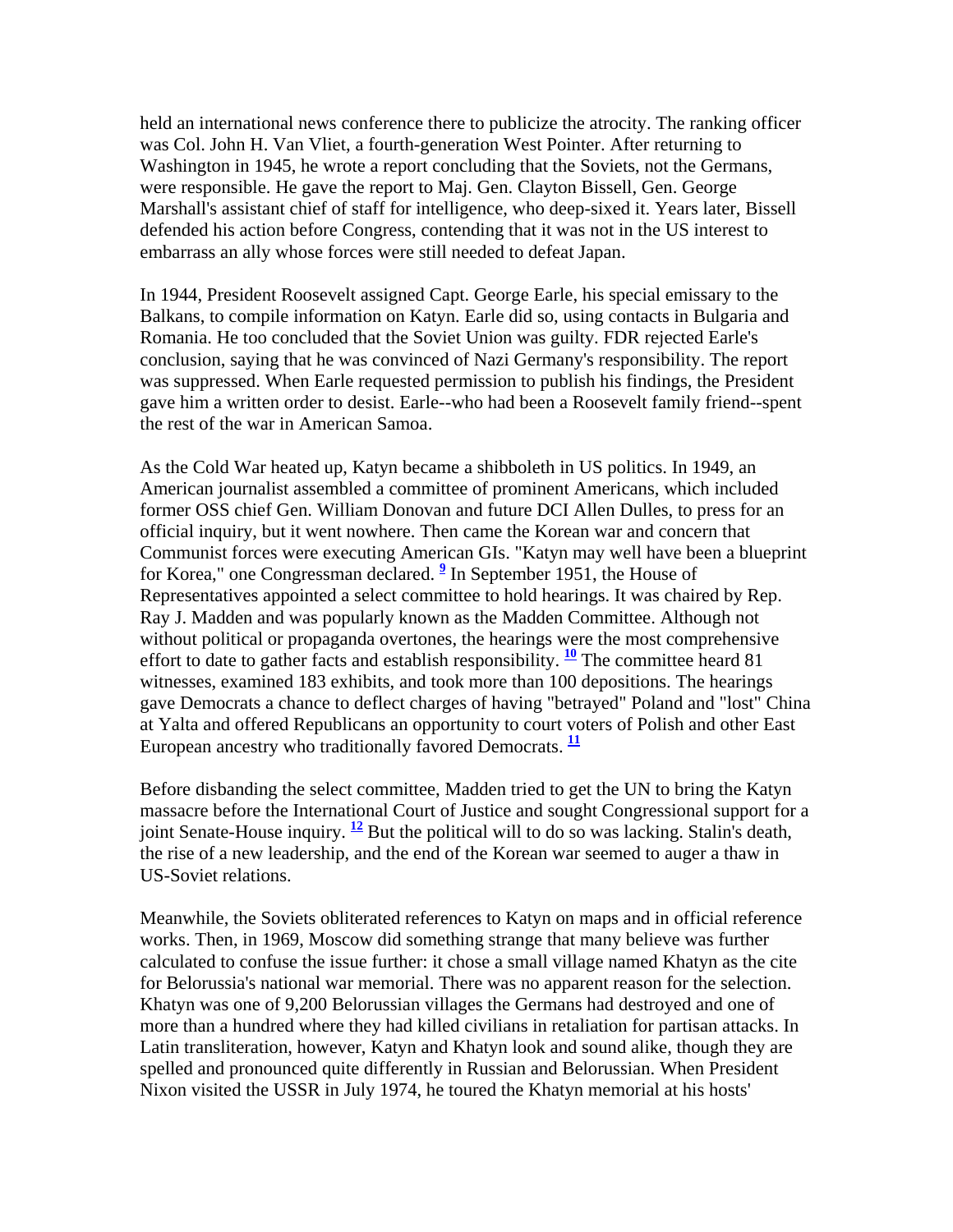held an international news conference there to publicize the atrocity. The ranking officer was Col. John H. Van Vliet, a fourth-generation West Pointer. After returning to Washington in 1945, he wrote a report concluding that the Soviets, not the Germans, were responsible. He gave the report to Maj. Gen. Clayton Bissell, Gen. George Marshall's assistant chief of staff for intelligence, who deep-sixed it. Years later, Bissell defended his action before Congress, contending that it was not in the US interest to embarrass an ally whose forces were still needed to defeat Japan.

In 1944, President Roosevelt assigned Capt. George Earle, his special emissary to the Balkans, to compile information on Katyn. Earle did so, using contacts in Bulgaria and Romania. He too concluded that the Soviet Union was guilty. FDR rejected Earle's conclusion, saying that he was convinced of Nazi Germany's responsibility. The report was suppressed. When Earle requested permission to publish his findings, the President gave him a written order to desist. Earle--who had been a Roosevelt family friend--spent the rest of the war in American Samoa.

As the Cold War heated up, Katyn became a shibboleth in US politics. In 1949, an American journalist assembled a committee of prominent Americans, which included former OSS chief Gen. William Donovan and future DCI Allen Dulles, to press for an official inquiry, but it went nowhere. Then came the Korean war and concern that Communist forces were executing American GIs. "Katyn may well have been a blueprint for Korea," one Congressman declared. [9] In September 1951, the House of Representatives appointed a select committee to hold hearings. It was chaired by Rep. Ray J. Madden and was popularly known as the Madden Committee. Although not without political or propaganda overtones, the hearings were the most comprehensive effort to date to gather facts and establish responsibility. [10] The committee heard 81 witnesses, examined 183 exhibits, and took more than 100 depositions. The hearings gave Democrats a chance to deflect charges of having "betrayed" Poland and "lost" China at Yalta and offered Republicans an opportunity to court voters of Polish and other East European ancestry who traditionally favored Democrats. [11]

Before disbanding the select committee, Madden tried to get the UN to bring the Katyn massacre before the International Court of Justice and sought Congressional support for a joint Senate-House inquiry. [12] But the political will to do so was lacking. Stalin's death, the rise of a new leadership, and the end of the Korean war seemed to auger a thaw in US-Soviet relations.

Meanwhile, the Soviets obliterated references to Katyn on maps and in official reference works. Then, in 1969, Moscow did something strange that many believe was further calculated to confuse the issue further: it chose a small village named Khatyn as the cite for Belorussia's national war memorial. There was no apparent reason for the selection. Khatyn was one of 9,200 Belorussian villages the Germans had destroyed and one of more than a hundred where they had killed civilians in retaliation for partisan attacks. In Latin transliteration, however, Katyn and Khatyn look and sound alike, though they are spelled and pronounced quite differently in Russian and Belorussian. When President Nixon visited the USSR in July 1974, he toured the Khatyn memorial at his hosts'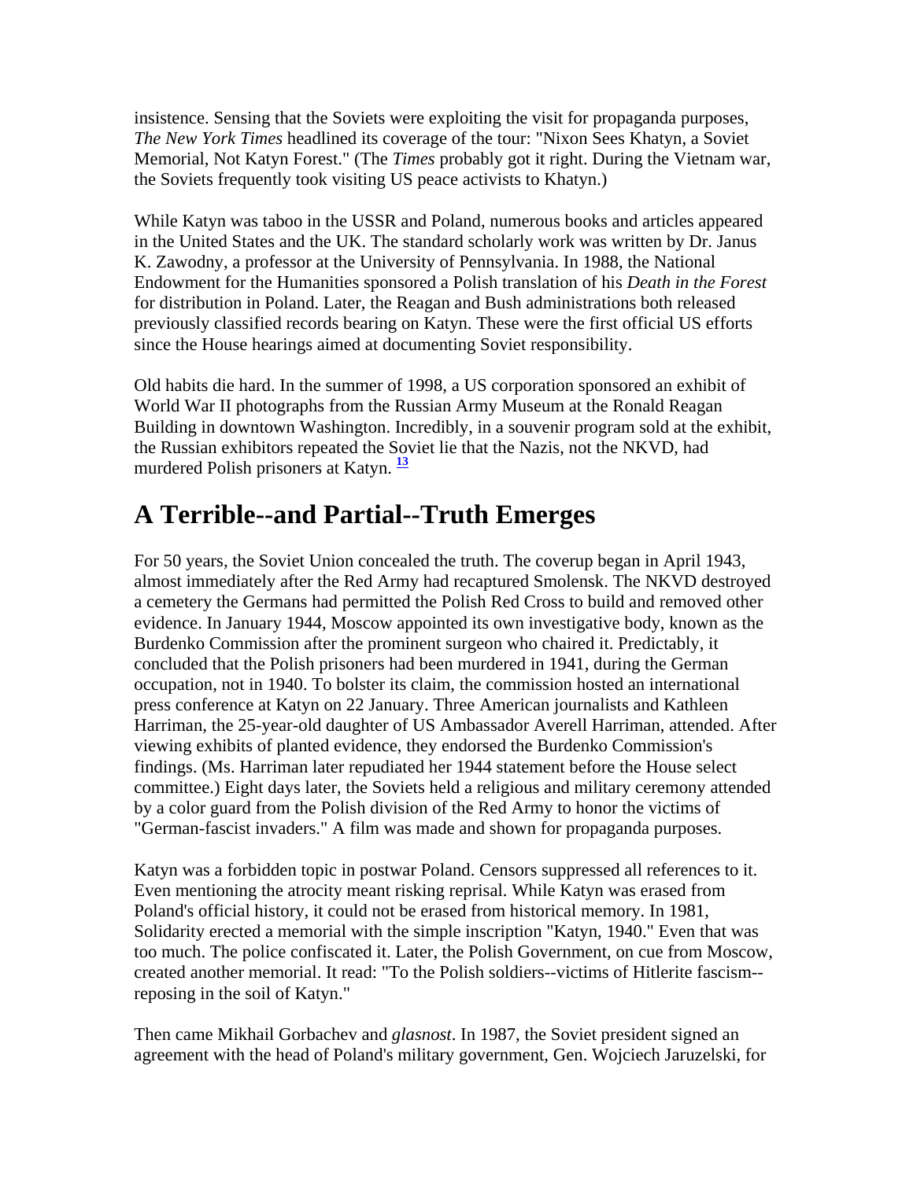insistence. Sensing that the Soviets were exploiting the visit for propaganda purposes, *The New York Times* headlined its coverage of the tour: "Nixon Sees Khatyn, a Soviet Memorial, Not Katyn Forest." (The *Times* probably got it right. During the Vietnam war, the Soviets frequently took visiting US peace activists to Khatyn.)

While Katyn was taboo in the USSR and Poland, numerous books and articles appeared in the United States and the UK. The standard scholarly work was written by Dr. Janus K. Zawodny, a professor at the University of Pennsylvania. In 1988, the National Endowment for the Humanities sponsored a Polish translation of his *Death in the Forest* for distribution in Poland. Later, the Reagan and Bush administrations both released previously classified records bearing on Katyn. These were the first official US efforts since the House hearings aimed at documenting Soviet responsibility.

Old habits die hard. In the summer of 1998, a US corporation sponsored an exhibit of World War II photographs from the Russian Army Museum at the Ronald Reagan Building in downtown Washington. Incredibly, in a souvenir program sold at the exhibit, the Russian exhibitors repeated the Soviet lie that the Nazis, not the NKVD, had murdered Polish prisoners at Katyn. [13]

## A Terrible--and Partial--Truth Emerges

For 50 years, the Soviet Union concealed the truth. The coverup began in April 1943, almost immediately after the Red Army had recaptured Smolensk. The NKVD destroyed a cemetery the Germans had permitted the Polish Red Cross to build and removed other evidence. In January 1944, Moscow appointed its own investigative body, known as the Burdenko Commission after the prominent surgeon who chaired it. Predictably, it concluded that the Polish prisoners had been murdered in 1941, during the German occupation, not in 1940. To bolster its claim, the commission hosted an international press conference at Katyn on 22 January. Three American journalists and Kathleen Harriman, the 25-year-old daughter of US Ambassador Averell Harriman, attended. After viewing exhibits of planted evidence, they endorsed the Burdenko Commission's findings. (Ms. Harriman later repudiated her 1944 statement before the House select committee.) Eight days later, the Soviets held a religious and military ceremony attended by a color guard from the Polish division of the Red Army to honor the victims of "German-fascist invaders." A film was made and shown for propaganda purposes.

Katyn was a forbidden topic in postwar Poland. Censors suppressed all references to it. Even mentioning the atrocity meant risking reprisal. While Katyn was erased from Poland's official history, it could not be erased from historical memory. In 1981, Solidarity erected a memorial with the simple inscription "Katyn, 1940." Even that was too much. The police confiscated it. Later, the Polish Government, on cue from Moscow, created another memorial. It read: "To the Polish soldiers--victims of Hitlerite fascism--reposing in the soil of Katyn."

Then came Mikhail Gorbachev and *glasnost*. In 1987, the Soviet president signed an agreement with the head of Poland's military government, Gen. Wojciech Jaruzelski, for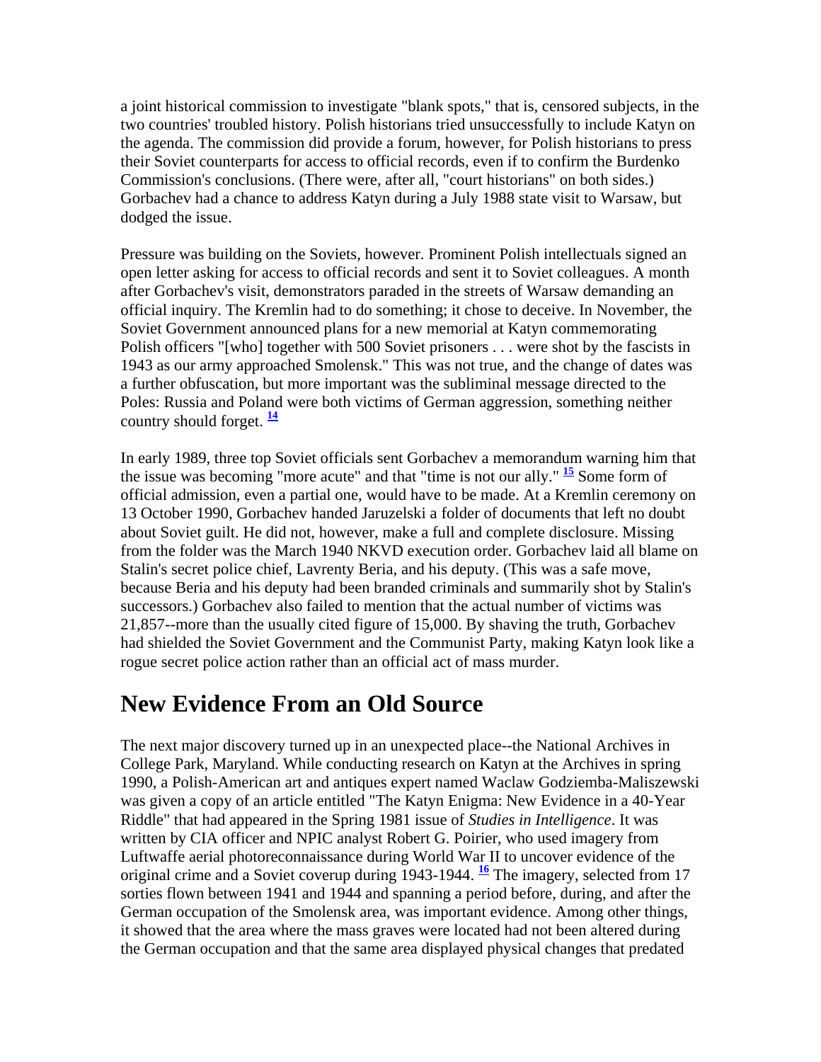a joint historical commission to investigate "blank spots," that is, censored subjects, in the two countries' troubled history. Polish historians tried unsuccessfully to include Katyn on the agenda. The commission did provide a forum, however, for Polish historians to press their Soviet counterparts for access to official records, even if to confirm the Burdenko Commission's conclusions. (There were, after all, "court historians" on both sides.) Gorbachev had a chance to address Katyn during a July 1988 state visit to Warsaw, but dodged the issue.

Pressure was building on the Soviets, however. Prominent Polish intellectuals signed an open letter asking for access to official records and sent it to Soviet colleagues. A month after Gorbachev's visit, demonstrators paraded in the streets of Warsaw demanding an official inquiry. The Kremlin had to do something; it chose to deceive. In November, the Soviet Government announced plans for a new memorial at Katyn commemorating Polish officers "[who] together with 500 Soviet prisoners . . . were shot by the fascists in 1943 as our army approached Smolensk." This was not true, and the change of dates was a further obfuscation, but more important was the subliminal message directed to the Poles: Russia and Poland were both victims of German aggression, something neither country should forget. [14]

In early 1989, three top Soviet officials sent Gorbachev a memorandum warning him that the issue was becoming "more acute" and that "time is not our ally." [15] Some form of official admission, even a partial one, would have to be made. At a Kremlin ceremony on 13 October 1990, Gorbachev handed Jaruzelski a folder of documents that left no doubt about Soviet guilt. He did not, however, make a full and complete disclosure. Missing from the folder was the March 1940 NKVD execution order. Gorbachev laid all blame on Stalin's secret police chief, Lavrenty Beria, and his deputy. (This was a safe move, because Beria and his deputy had been branded criminals and summarily shot by Stalin's successors.) Gorbachev also failed to mention that the actual number of victims was 21,857--more than the usually cited figure of 15,000. By shaving the truth, Gorbachev had shielded the Soviet Government and the Communist Party, making Katyn look like a rogue secret police action rather than an official act of mass murder.

## New Evidence From an Old Source

The next major discovery turned up in an unexpected place--the National Archives in College Park, Maryland. While conducting research on Katyn at the Archives in spring 1990, a Polish-American art and antiques expert named Waclaw Godziemba-Maliszewski was given a copy of an article entitled "The Katyn Enigma: New Evidence in a 40-Year Riddle" that had appeared in the Spring 1981 issue of *Studies in Intelligence*. It was written by CIA officer and NPIC analyst Robert G. Poirier, who used imagery from Luftwaffe aerial photoreconnaissance during World War II to uncover evidence of the original crime and a Soviet coverup during 1943-1944. [16] The imagery, selected from 17 sorties flown between 1941 and 1944 and spanning a period before, during, and after the German occupation of the Smolensk area, was important evidence. Among other things, it showed that the area where the mass graves were located had not been altered during the German occupation and that the same area displayed physical changes that predated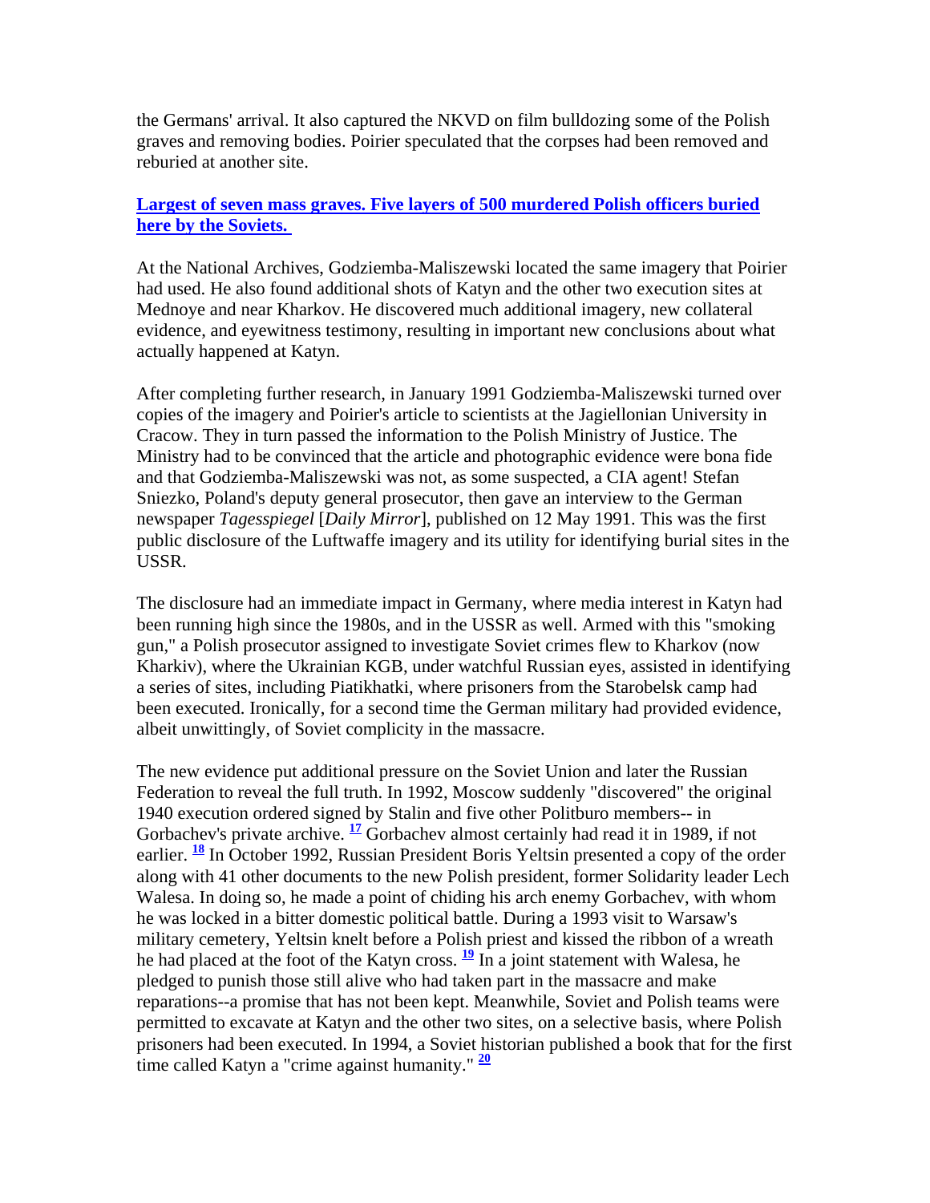the Germans' arrival. It also captured the NKVD on film bulldozing some of the Polish graves and removing bodies. Poirier speculated that the corpses had been removed and reburied at another site.

**Largest of seven mass graves. Five layers of 500 murdered Polish officers buried here by the Soviets.**

At the National Archives, Godziemba-Maliszewski located the same imagery that Poirier had used. He also found additional shots of Katyn and the other two execution sites at Mednoye and near Kharkov. He discovered much additional imagery, new collateral evidence, and eyewitness testimony, resulting in important new conclusions about what actually happened at Katyn.

After completing further research, in January 1991 Godziemba-Maliszewski turned over copies of the imagery and Poirier's article to scientists at the Jagiellonian University in Cracow. They in turn passed the information to the Polish Ministry of Justice. The Ministry had to be convinced that the article and photographic evidence were bona fide and that Godziemba-Maliszewski was not, as some suspected, a CIA agent! Stefan Sniezko, Poland's deputy general prosecutor, then gave an interview to the German newspaper *Tagesspiegel* [*Daily Mirror*], published on 12 May 1991. This was the first public disclosure of the Luftwaffe imagery and its utility for identifying burial sites in the USSR.

The disclosure had an immediate impact in Germany, where media interest in Katyn had been running high since the 1980s, and in the USSR as well. Armed with this "smoking gun," a Polish prosecutor assigned to investigate Soviet crimes flew to Kharkov (now Kharkiv), where the Ukrainian KGB, under watchful Russian eyes, assisted in identifying a series of sites, including Piatikhatki, where prisoners from the Starobelsk camp had been executed. Ironically, for a second time the German military had provided evidence, albeit unwittingly, of Soviet complicity in the massacre.

The new evidence put additional pressure on the Soviet Union and later the Russian Federation to reveal the full truth. In 1992, Moscow suddenly "discovered" the original 1940 execution ordered signed by Stalin and five other Politburo members-- in Gorbachev's private archive. [17] Gorbachev almost certainly had read it in 1989, if not earlier. [18] In October 1992, Russian President Boris Yeltsin presented a copy of the order along with 41 other documents to the new Polish president, former Solidarity leader Lech Walesa. In doing so, he made a point of chiding his arch enemy Gorbachev, with whom he was locked in a bitter domestic political battle. During a 1993 visit to Warsaw's military cemetery, Yeltsin knelt before a Polish priest and kissed the ribbon of a wreath he had placed at the foot of the Katyn cross. [19] In a joint statement with Walesa, he pledged to punish those still alive who had taken part in the massacre and make reparations--a promise that has not been kept. Meanwhile, Soviet and Polish teams were permitted to excavate at Katyn and the other two sites, on a selective basis, where Polish prisoners had been executed. In 1994, a Soviet historian published a book that for the first time called Katyn a "crime against humanity." [20]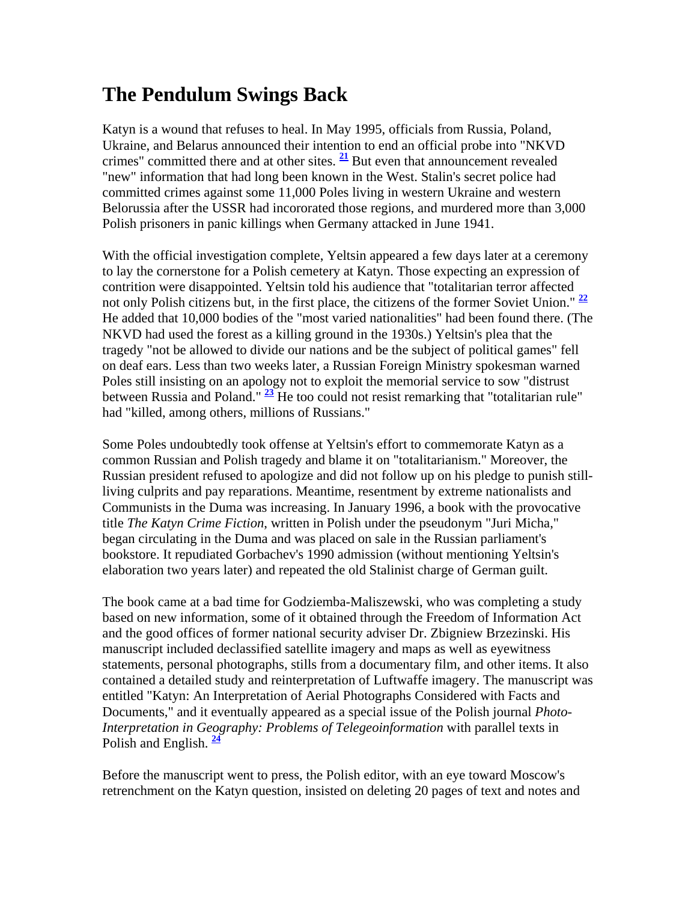## The Pendulum Swings Back

Katyn is a wound that refuses to heal. In May 1995, officials from Russia, Poland, Ukraine, and Belarus announced their intention to end an official probe into "NKVD crimes" committed there and at other sites. [21] But even that announcement revealed "new" information that had long been known in the West. Stalin's secret police had committed crimes against some 11,000 Poles living in western Ukraine and western Belorussia after the USSR had incororated those regions, and murdered more than 3,000 Polish prisoners in panic killings when Germany attacked in June 1941.

With the official investigation complete, Yeltsin appeared a few days later at a ceremony to lay the cornerstone for a Polish cemetery at Katyn. Those expecting an expression of contrition were disappointed. Yeltsin told his audience that "totalitarian terror affected not only Polish citizens but, in the first place, the citizens of the former Soviet Union." [22] He added that 10,000 bodies of the "most varied nationalities" had been found there. (The NKVD had used the forest as a killing ground in the 1930s.) Yeltsin's plea that the tragedy "not be allowed to divide our nations and be the subject of political games" fell on deaf ears. Less than two weeks later, a Russian Foreign Ministry spokesman warned Poles still insisting on an apology not to exploit the memorial service to sow "distrust between Russia and Poland." [23] He too could not resist remarking that "totalitarian rule" had "killed, among others, millions of Russians."

Some Poles undoubtedly took offense at Yeltsin's effort to commemorate Katyn as a common Russian and Polish tragedy and blame it on "totalitarianism." Moreover, the Russian president refused to apologize and did not follow up on his pledge to punish still-living culprits and pay reparations. Meantime, resentment by extreme nationalists and Communists in the Duma was increasing. In January 1996, a book with the provocative title *The Katyn Crime Fiction*, written in Polish under the pseudonym "Juri Micha," began circulating in the Duma and was placed on sale in the Russian parliament's bookstore. It repudiated Gorbachev's 1990 admission (without mentioning Yeltsin's elaboration two years later) and repeated the old Stalinist charge of German guilt.

The book came at a bad time for Godziemba-Maliszewski, who was completing a study based on new information, some of it obtained through the Freedom of Information Act and the good offices of former national security adviser Dr. Zbigniew Brzezinski. His manuscript included declassified satellite imagery and maps as well as eyewitness statements, personal photographs, stills from a documentary film, and other items. It also contained a detailed study and reinterpretation of Luftwaffe imagery. The manuscript was entitled "Katyn: An Interpretation of Aerial Photographs Considered with Facts and Documents," and it eventually appeared as a special issue of the Polish journal *Photo-Interpretation in Geography: Problems of Telegeoinformation* with parallel texts in Polish and English. [24]

Before the manuscript went to press, the Polish editor, with an eye toward Moscow's retrenchment on the Katyn question, insisted on deleting 20 pages of text and notes and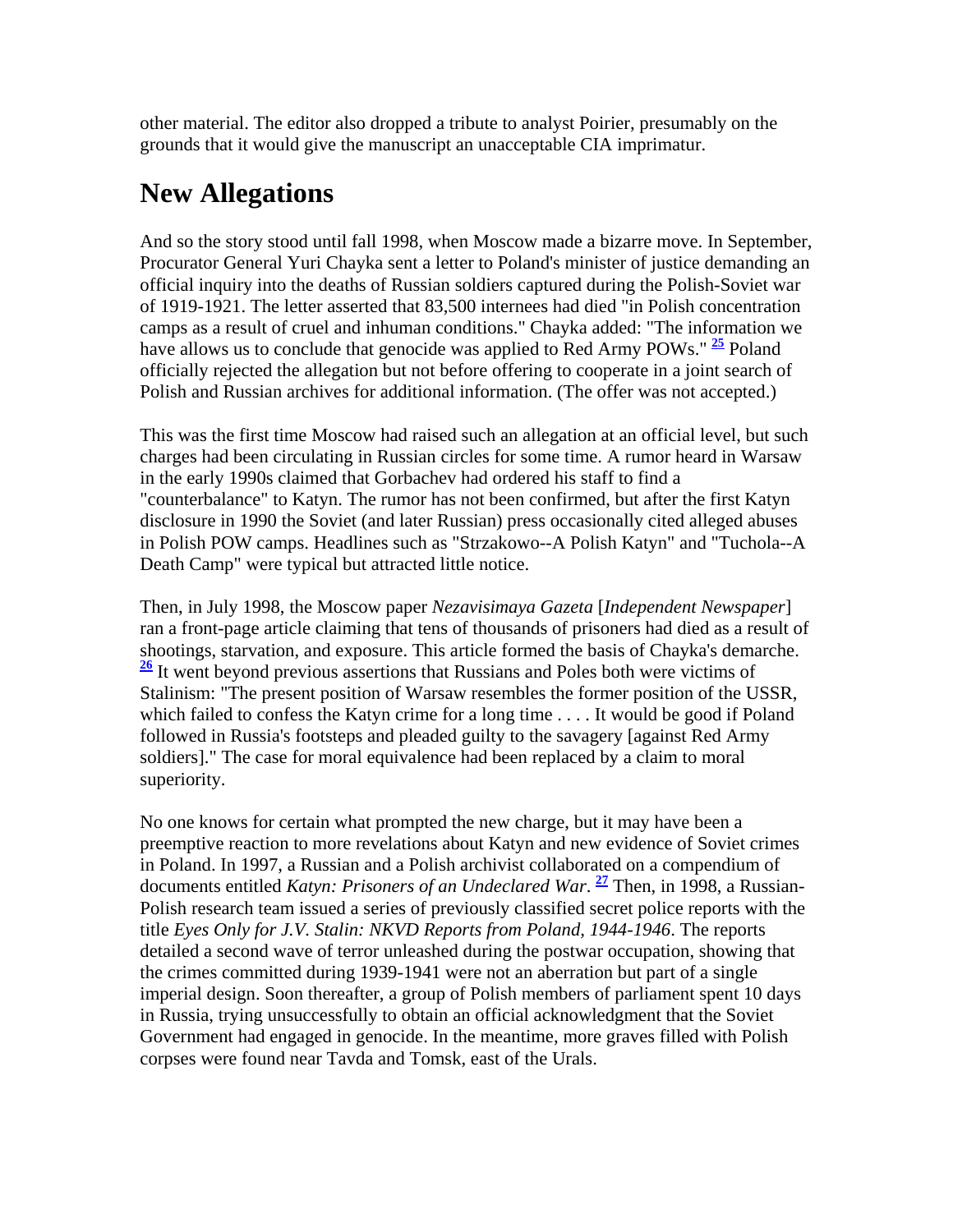other material. The editor also dropped a tribute to analyst Poirier, presumably on the grounds that it would give the manuscript an unacceptable CIA imprimatur.

## New Allegations

And so the story stood until fall 1998, when Moscow made a bizarre move. In September, Procurator General Yuri Chayka sent a letter to Poland's minister of justice demanding an official inquiry into the deaths of Russian soldiers captured during the Polish-Soviet war of 1919-1921. The letter asserted that 83,500 internees had died "in Polish concentration camps as a result of cruel and inhuman conditions." Chayka added: "The information we have allows us to conclude that genocide was applied to Red Army POWs." [25] Poland officially rejected the allegation but not before offering to cooperate in a joint search of Polish and Russian archives for additional information. (The offer was not accepted.)

This was the first time Moscow had raised such an allegation at an official level, but such charges had been circulating in Russian circles for some time. A rumor heard in Warsaw in the early 1990s claimed that Gorbachev had ordered his staff to find a "counterbalance" to Katyn. The rumor has not been confirmed, but after the first Katyn disclosure in 1990 the Soviet (and later Russian) press occasionally cited alleged abuses in Polish POW camps. Headlines such as "Strzakowo--A Polish Katyn" and "Tuchola--A Death Camp" were typical but attracted little notice.

Then, in July 1998, the Moscow paper *Nezavisimaya Gazeta* [*Independent Newspaper*] ran a front-page article claiming that tens of thousands of prisoners had died as a result of shootings, starvation, and exposure. This article formed the basis of Chayka's demarche. [26] It went beyond previous assertions that Russians and Poles both were victims of Stalinism: "The present position of Warsaw resembles the former position of the USSR, which failed to confess the Katyn crime for a long time . . . . It would be good if Poland followed in Russia's footsteps and pleaded guilty to the savagery [against Red Army soldiers]." The case for moral equivalence had been replaced by a claim to moral superiority.

No one knows for certain what prompted the new charge, but it may have been a preemptive reaction to more revelations about Katyn and new evidence of Soviet crimes in Poland. In 1997, a Russian and a Polish archivist collaborated on a compendium of documents entitled *Katyn: Prisoners of an Undeclared War*. [27] Then, in 1998, a Russian-Polish research team issued a series of previously classified secret police reports with the title *Eyes Only for J.V. Stalin: NKVD Reports from Poland, 1944-1946*. The reports detailed a second wave of terror unleashed during the postwar occupation, showing that the crimes committed during 1939-1941 were not an aberration but part of a single imperial design. Soon thereafter, a group of Polish members of parliament spent 10 days in Russia, trying unsuccessfully to obtain an official acknowledgment that the Soviet Government had engaged in genocide. In the meantime, more graves filled with Polish corpses were found near Tavda and Tomsk, east of the Urals.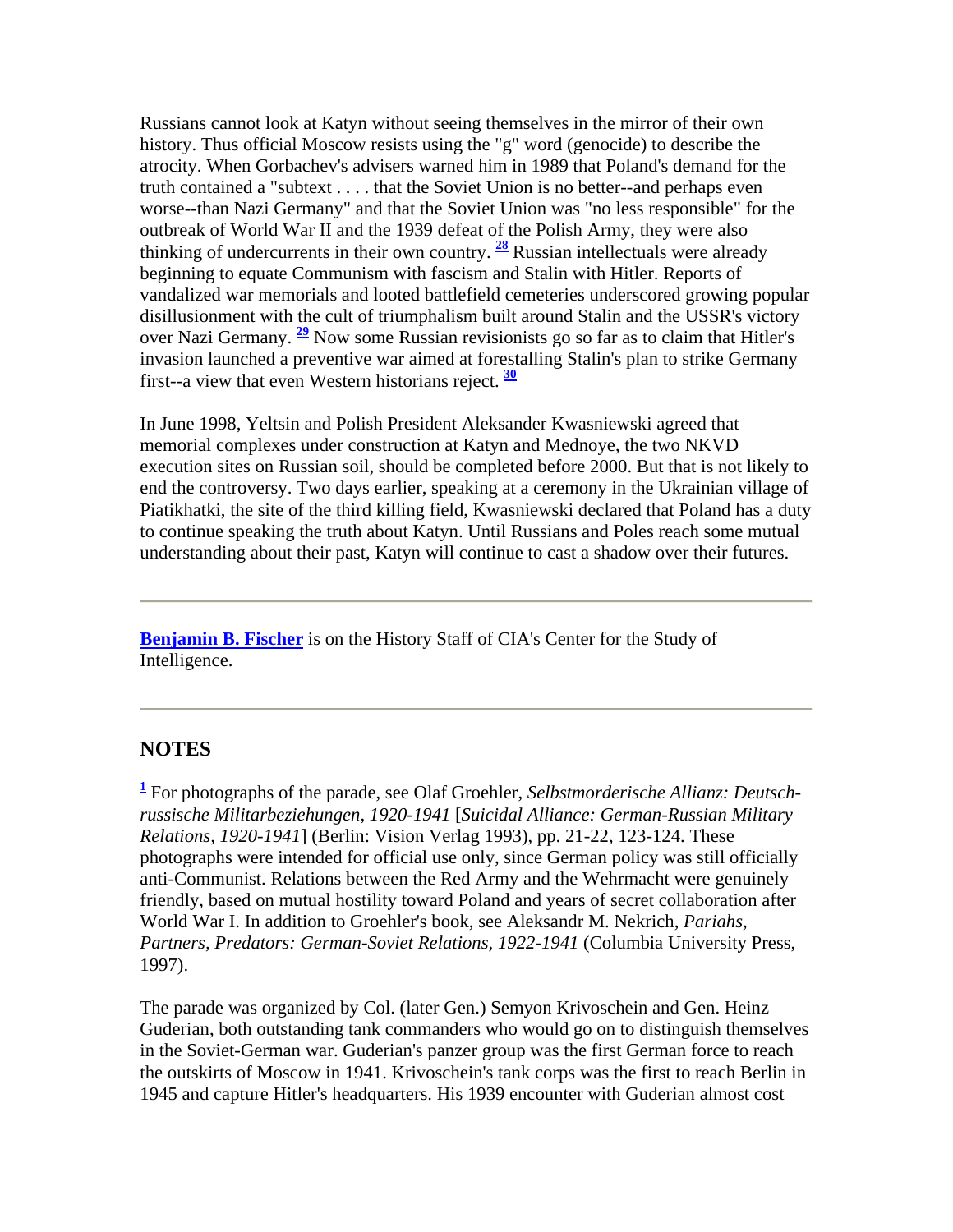Russians cannot look at Katyn without seeing themselves in the mirror of their own history. Thus official Moscow resists using the "g" word (genocide) to describe the atrocity. When Gorbachev's advisers warned him in 1989 that Poland's demand for the truth contained a "subtext . . . . that the Soviet Union is no better--and perhaps even worse--than Nazi Germany" and that the Soviet Union was "no less responsible" for the outbreak of World War II and the 1939 defeat of the Polish Army, they were also thinking of undercurrents in their own country. [28] Russian intellectuals were already beginning to equate Communism with fascism and Stalin with Hitler. Reports of vandalized war memorials and looted battlefield cemeteries underscored growing popular disillusionment with the cult of triumphalism built around Stalin and the USSR's victory over Nazi Germany. [29] Now some Russian revisionists go so far as to claim that Hitler's invasion launched a preventive war aimed at forestalling Stalin's plan to strike Germany first--a view that even Western historians reject. [30]

In June 1998, Yeltsin and Polish President Aleksander Kwasniewski agreed that memorial complexes under construction at Katyn and Mednoye, the two NKVD execution sites on Russian soil, should be completed before 2000. But that is not likely to end the controversy. Two days earlier, speaking at a ceremony in the Ukrainian village of Piatikhatki, the site of the third killing field, Kwasniewski declared that Poland has a duty to continue speaking the truth about Katyn. Until Russians and Poles reach some mutual understanding about their past, Katyn will continue to cast a shadow over their futures.

---

**Benjamin B. Fischer** is on the History Staff of CIA's Center for the Study of Intelligence.

---

## NOTES

[1] For photographs of the parade, see Olaf Groehler, *Selbstmorderische Allianz: Deutsch-russische Militarbeziehungen, 1920-1941* [*Suicidal Alliance: German-Russian Military Relations, 1920-1941*] (Berlin: Vision Verlag 1993), pp. 21-22, 123-124. These photographs were intended for official use only, since German policy was still officially anti-Communist. Relations between the Red Army and the Wehrmacht were genuinely friendly, based on mutual hostility toward Poland and years of secret collaboration after World War I. In addition to Groehler's book, see Aleksandr M. Nekrich, *Pariahs, Partners, Predators: German-Soviet Relations, 1922-1941* (Columbia University Press, 1997).

The parade was organized by Col. (later Gen.) Semyon Krivoschein and Gen. Heinz Guderian, both outstanding tank commanders who would go on to distinguish themselves in the Soviet-German war. Guderian's panzer group was the first German force to reach the outskirts of Moscow in 1941. Krivoschein's tank corps was the first to reach Berlin in 1945 and capture Hitler's headquarters. His 1939 encounter with Guderian almost cost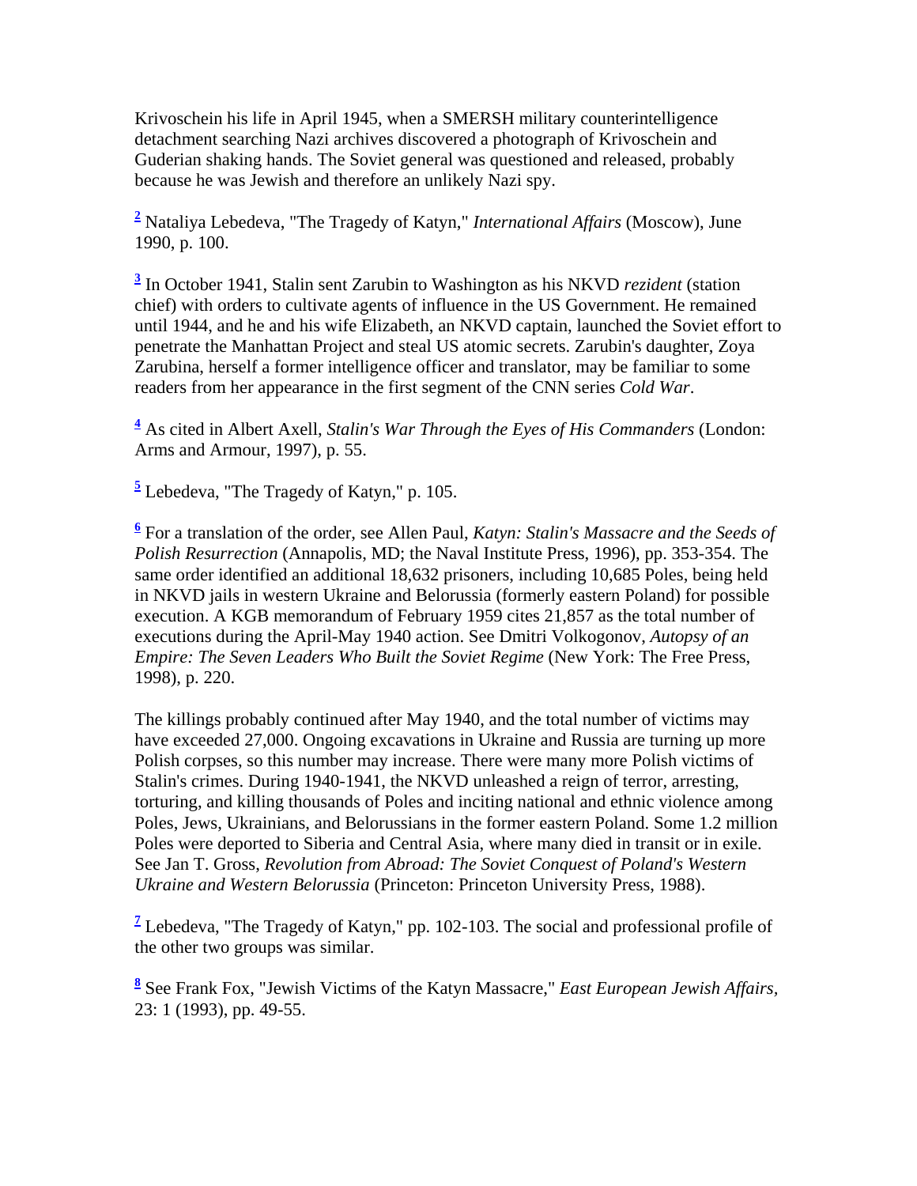Krivoschein his life in April 1945, when a SMERSH military counterintelligence detachment searching Nazi archives discovered a photograph of Krivoschein and Guderian shaking hands. The Soviet general was questioned and released, probably because he was Jewish and therefore an unlikely Nazi spy.

[2] Nataliya Lebedeva, "The Tragedy of Katyn," *International Affairs* (Moscow), June 1990, p. 100.

[3] In October 1941, Stalin sent Zarubin to Washington as his NKVD *rezident* (station chief) with orders to cultivate agents of influence in the US Government. He remained until 1944, and he and his wife Elizabeth, an NKVD captain, launched the Soviet effort to penetrate the Manhattan Project and steal US atomic secrets. Zarubin's daughter, Zoya Zarubina, herself a former intelligence officer and translator, may be familiar to some readers from her appearance in the first segment of the CNN series *Cold War*.

[4] As cited in Albert Axell, *Stalin's War Through the Eyes of His Commanders* (London: Arms and Armour, 1997), p. 55.

[5] Lebedeva, "The Tragedy of Katyn," p. 105.

[6] For a translation of the order, see Allen Paul, *Katyn: Stalin's Massacre and the Seeds of Polish Resurrection* (Annapolis, MD; the Naval Institute Press, 1996), pp. 353-354. The same order identified an additional 18,632 prisoners, including 10,685 Poles, being held in NKVD jails in western Ukraine and Belorussia (formerly eastern Poland) for possible execution. A KGB memorandum of February 1959 cites 21,857 as the total number of executions during the April-May 1940 action. See Dmitri Volkogonov, *Autopsy of an Empire: The Seven Leaders Who Built the Soviet Regime* (New York: The Free Press, 1998), p. 220.

The killings probably continued after May 1940, and the total number of victims may have exceeded 27,000. Ongoing excavations in Ukraine and Russia are turning up more Polish corpses, so this number may increase. There were many more Polish victims of Stalin's crimes. During 1940-1941, the NKVD unleashed a reign of terror, arresting, torturing, and killing thousands of Poles and inciting national and ethnic violence among Poles, Jews, Ukrainians, and Belorussians in the former eastern Poland. Some 1.2 million Poles were deported to Siberia and Central Asia, where many died in transit or in exile. See Jan T. Gross, *Revolution from Abroad: The Soviet Conquest of Poland's Western Ukraine and Western Belorussia* (Princeton: Princeton University Press, 1988).

[7] Lebedeva, "The Tragedy of Katyn," pp. 102-103. The social and professional profile of the other two groups was similar.

[8] See Frank Fox, "Jewish Victims of the Katyn Massacre," *East European Jewish Affairs*, 23: 1 (1993), pp. 49-55.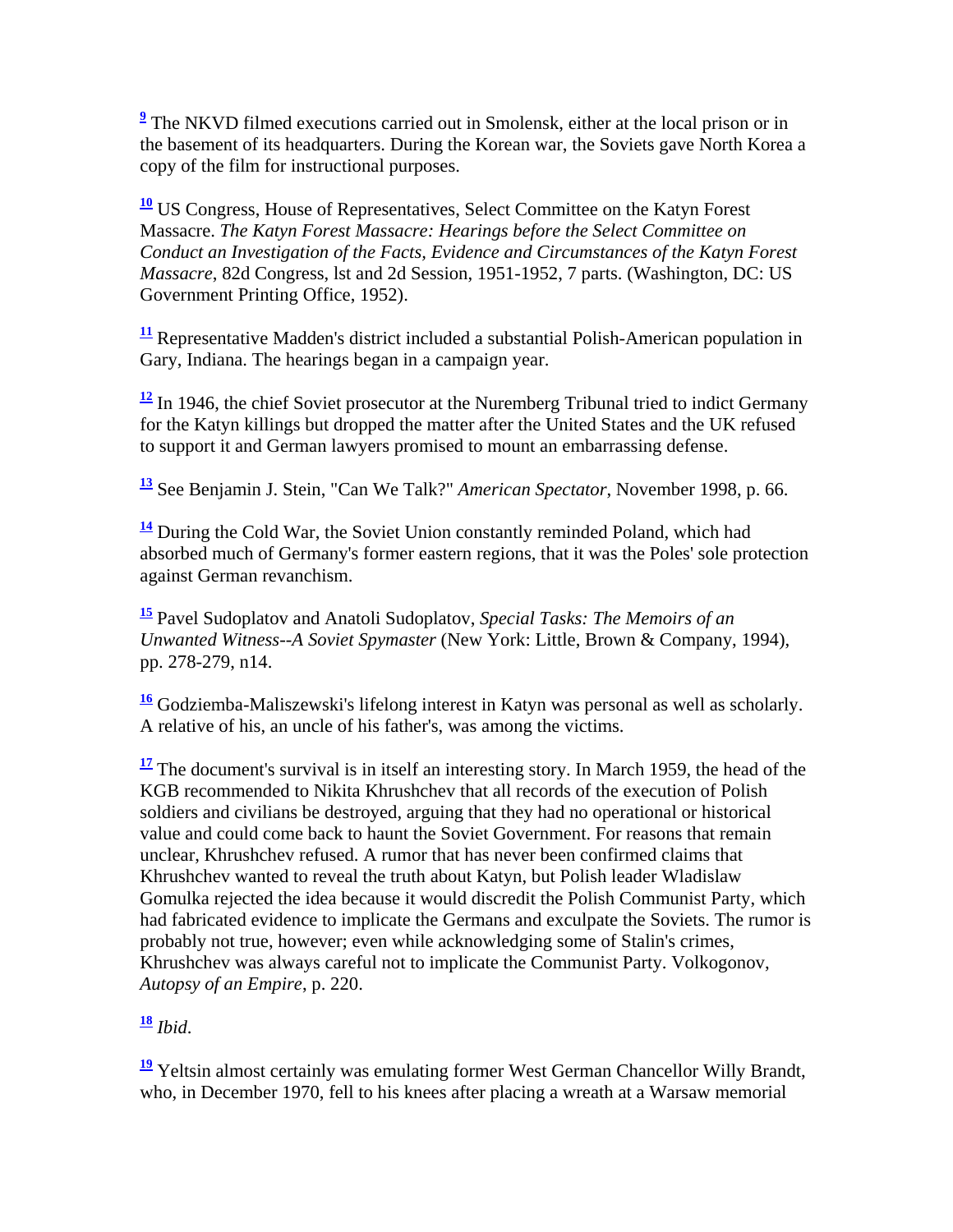[9] The NKVD filmed executions carried out in Smolensk, either at the local prison or in the basement of its headquarters. During the Korean war, the Soviets gave North Korea a copy of the film for instructional purposes.

[10] US Congress, House of Representatives, Select Committee on the Katyn Forest Massacre. *The Katyn Forest Massacre: Hearings before the Select Committee on Conduct an Investigation of the Facts, Evidence and Circumstances of the Katyn Forest Massacre*, 82d Congress, lst and 2d Session, 1951-1952, 7 parts. (Washington, DC: US Government Printing Office, 1952).

[11] Representative Madden's district included a substantial Polish-American population in Gary, Indiana. The hearings began in a campaign year.

[12] In 1946, the chief Soviet prosecutor at the Nuremberg Tribunal tried to indict Germany for the Katyn killings but dropped the matter after the United States and the UK refused to support it and German lawyers promised to mount an embarrassing defense.

[13] See Benjamin J. Stein, "Can We Talk?" *American Spectator*, November 1998, p. 66.

[14] During the Cold War, the Soviet Union constantly reminded Poland, which had absorbed much of Germany's former eastern regions, that it was the Poles' sole protection against German revanchism.

[15] Pavel Sudoplatov and Anatoli Sudoplatov, *Special Tasks: The Memoirs of an Unwanted Witness--A Soviet Spymaster* (New York: Little, Brown & Company, 1994), pp. 278-279, n14.

[16] Godziemba-Maliszewski's lifelong interest in Katyn was personal as well as scholarly. A relative of his, an uncle of his father's, was among the victims.

[17] The document's survival is in itself an interesting story. In March 1959, the head of the KGB recommended to Nikita Khrushchev that all records of the execution of Polish soldiers and civilians be destroyed, arguing that they had no operational or historical value and could come back to haunt the Soviet Government. For reasons that remain unclear, Khrushchev refused. A rumor that has never been confirmed claims that Khrushchev wanted to reveal the truth about Katyn, but Polish leader Wladislaw Gomulka rejected the idea because it would discredit the Polish Communist Party, which had fabricated evidence to implicate the Germans and exculpate the Soviets. The rumor is probably not true, however; even while acknowledging some of Stalin's crimes, Khrushchev was always careful not to implicate the Communist Party. Volkogonov, *Autopsy of an Empire*, p. 220.

[18] *Ibid.*

[19] Yeltsin almost certainly was emulating former West German Chancellor Willy Brandt, who, in December 1970, fell to his knees after placing a wreath at a Warsaw memorial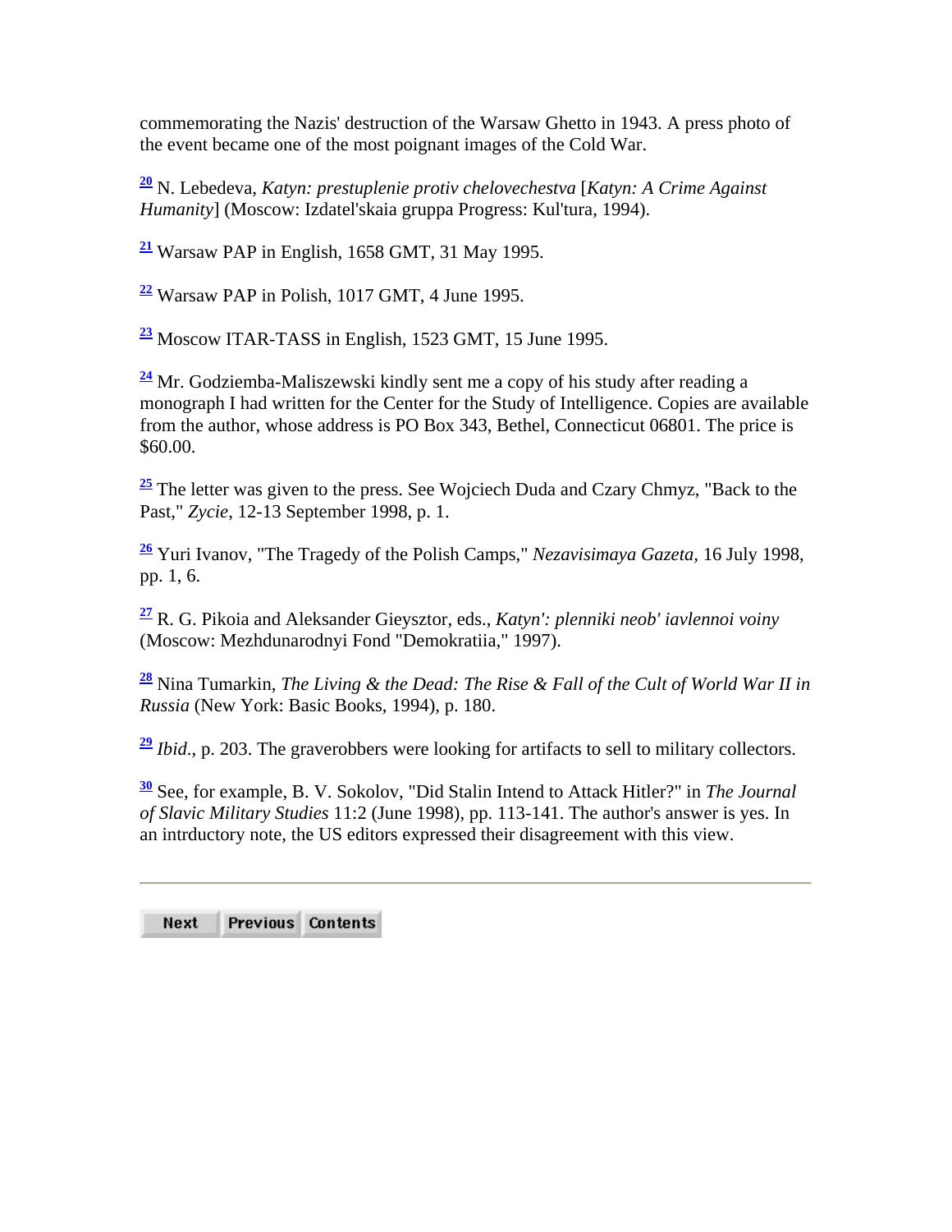commemorating the Nazis' destruction of the Warsaw Ghetto in 1943. A press photo of the event became one of the most poignant images of the Cold War.

[20] N. Lebedeva, *Katyn: prestuplenie protiv chelovechestva* [*Katyn: A Crime Against Humanity*] (Moscow: Izdatel'skaia gruppa Progress: Kul'tura, 1994).

[21] Warsaw PAP in English, 1658 GMT, 31 May 1995.

[22] Warsaw PAP in Polish, 1017 GMT, 4 June 1995.

[23] Moscow ITAR-TASS in English, 1523 GMT, 15 June 1995.

[24] Mr. Godziemba-Maliszewski kindly sent me a copy of his study after reading a monograph I had written for the Center for the Study of Intelligence. Copies are available from the author, whose address is PO Box 343, Bethel, Connecticut 06801. The price is $60.00.

[25] The letter was given to the press. See Wojciech Duda and Czary Chmyz, "Back to the Past," *Zycie*, 12-13 September 1998, p. 1.

[26] Yuri Ivanov, "The Tragedy of the Polish Camps," *Nezavisimaya Gazeta,* 16 July 1998, pp. 1, 6.

[27] R. G. Pikoia and Aleksander Gieysztor, eds., *Katyn': plenniki neob' iavlennoi voiny* (Moscow: Mezhdunarodnyi Fond "Demokratiia," 1997).

[28] Nina Tumarkin, *The Living & the Dead: The Rise & Fall of the Cult of World War II in Russia* (New York: Basic Books, 1994), p. 180.

[29] *Ibid*., p. 203. The graverobbers were looking for artifacts to sell to military collectors.

[30] See, for example, B. V. Sokolov, "Did Stalin Intend to Attack Hitler?" in *The Journal of Slavic Military Studies* 11:2 (June 1998), pp. 113-141. The author's answer is yes. In an intrductory note, the US editors expressed their disagreement with this view.

---

Next Previous Contents